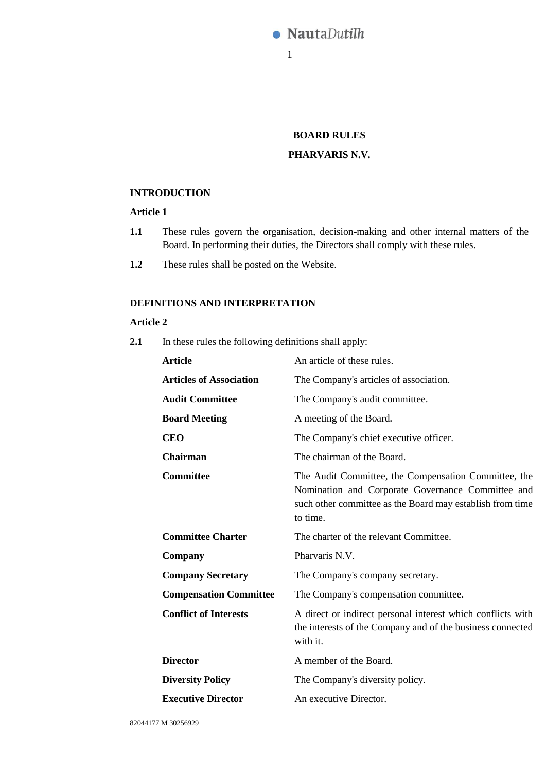# BOARD RULES

# PHARVARIS N.V.

## INTRODUCTION

### Article 1

**1.1** These rules govern the organisation, decision-making and other internal matters of the Board. In performing their duties, the Directors shall comply with these rules.

**1.2** These rules shall be posted on the Website.

## DEFINITIONS AND INTERPRETATION

### Article 2

**2.1** In these rules the following definitions shall apply:

| | |
|---|---|
| **Article** | An article of these rules. |
| **Articles of Association** | The Company's articles of association. |
| **Audit Committee** | The Company's audit committee. |
| **Board Meeting** | A meeting of the Board. |
| **CEO** | The Company's chief executive officer. |
| **Chairman** | The chairman of the Board. |
| **Committee** | The Audit Committee, the Compensation Committee, the Nomination and Corporate Governance Committee and such other committee as the Board may establish from time to time. |
| **Committee Charter** | The charter of the relevant Committee. |
| **Company** | Pharvaris N.V. |
| **Company Secretary** | The Company's company secretary. |
| **Compensation Committee** | The Company's compensation committee. |
| **Conflict of Interests** | A direct or indirect personal interest which conflicts with the interests of the Company and of the business connected with it. |
| **Director** | A member of the Board. |
| **Diversity Policy** | The Company's diversity policy. |
| **Executive Director** | An executive Director. |

82044177 M 30256929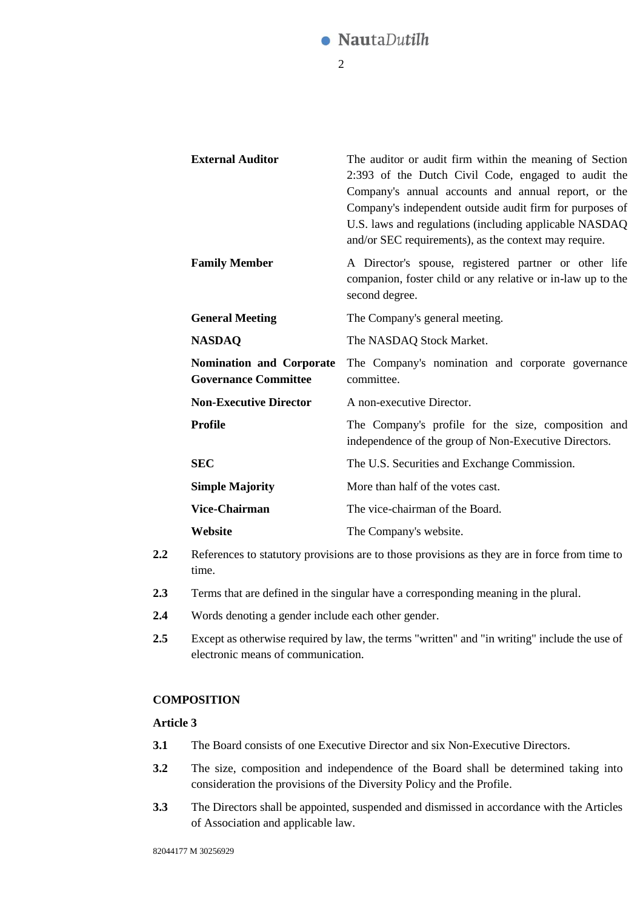| | |
|---|---|
| **External Auditor** | The auditor or audit firm within the meaning of Section 2:393 of the Dutch Civil Code, engaged to audit the Company's annual accounts and annual report, or the Company's independent outside audit firm for purposes of U.S. laws and regulations (including applicable NASDAQ and/or SEC requirements), as the context may require. |
| **Family Member** | A Director's spouse, registered partner or other life companion, foster child or any relative or in-law up to the second degree. |
| **General Meeting** | The Company's general meeting. |
| **NASDAQ** | The NASDAQ Stock Market. |
| **Nomination and Corporate Governance Committee** | The Company's nomination and corporate governance committee. |
| **Non-Executive Director** | A non-executive Director. |
| **Profile** | The Company's profile for the size, composition and independence of the group of Non-Executive Directors. |
| **SEC** | The U.S. Securities and Exchange Commission. |
| **Simple Majority** | More than half of the votes cast. |
| **Vice-Chairman** | The vice-chairman of the Board. |
| **Website** | The Company's website. |

**2.2** References to statutory provisions are to those provisions as they are in force from time to time.

**2.3** Terms that are defined in the singular have a corresponding meaning in the plural.

**2.4** Words denoting a gender include each other gender.

**2.5** Except as otherwise required by law, the terms "written" and "in writing" include the use of electronic means of communication.

**COMPOSITION**

**Article 3**

**3.1** The Board consists of one Executive Director and six Non-Executive Directors.

**3.2** The size, composition and independence of the Board shall be determined taking into consideration the provisions of the Diversity Policy and the Profile.

**3.3** The Directors shall be appointed, suspended and dismissed in accordance with the Articles of Association and applicable law.

82044177 M 30256929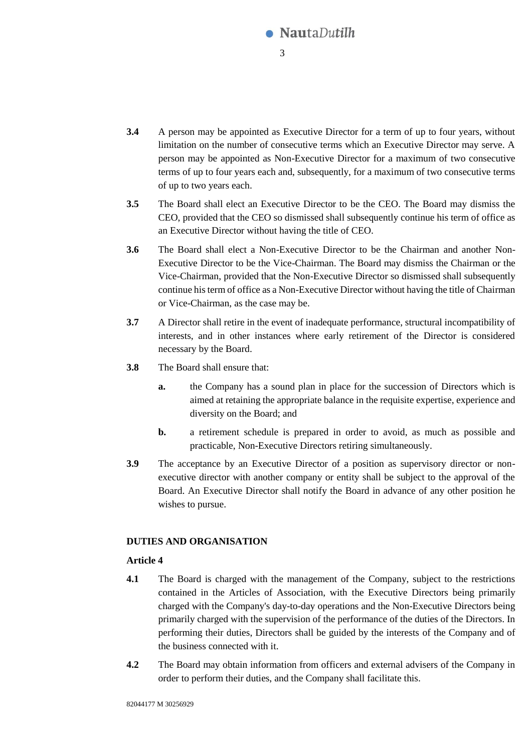**3.4** A person may be appointed as Executive Director for a term of up to four years, without limitation on the number of consecutive terms which an Executive Director may serve. A person may be appointed as Non-Executive Director for a maximum of two consecutive terms of up to four years each and, subsequently, for a maximum of two consecutive terms of up to two years each.

**3.5** The Board shall elect an Executive Director to be the CEO. The Board may dismiss the CEO, provided that the CEO so dismissed shall subsequently continue his term of office as an Executive Director without having the title of CEO.

**3.6** The Board shall elect a Non-Executive Director to be the Chairman and another Non-Executive Director to be the Vice-Chairman. The Board may dismiss the Chairman or the Vice-Chairman, provided that the Non-Executive Director so dismissed shall subsequently continue his term of office as a Non-Executive Director without having the title of Chairman or Vice-Chairman, as the case may be.

**3.7** A Director shall retire in the event of inadequate performance, structural incompatibility of interests, and in other instances where early retirement of the Director is considered necessary by the Board.

**3.8** The Board shall ensure that:

- **a.** the Company has a sound plan in place for the succession of Directors which is aimed at retaining the appropriate balance in the requisite expertise, experience and diversity on the Board; and
- **b.** a retirement schedule is prepared in order to avoid, as much as possible and practicable, Non-Executive Directors retiring simultaneously.

**3.9** The acceptance by an Executive Director of a position as supervisory director or non-executive director with another company or entity shall be subject to the approval of the Board. An Executive Director shall notify the Board in advance of any other position he wishes to pursue.

## DUTIES AND ORGANISATION

### Article 4

**4.1** The Board is charged with the management of the Company, subject to the restrictions contained in the Articles of Association, with the Executive Directors being primarily charged with the Company's day-to-day operations and the Non-Executive Directors being primarily charged with the supervision of the performance of the duties of the Directors. In performing their duties, Directors shall be guided by the interests of the Company and of the business connected with it.

**4.2** The Board may obtain information from officers and external advisers of the Company in order to perform their duties, and the Company shall facilitate this.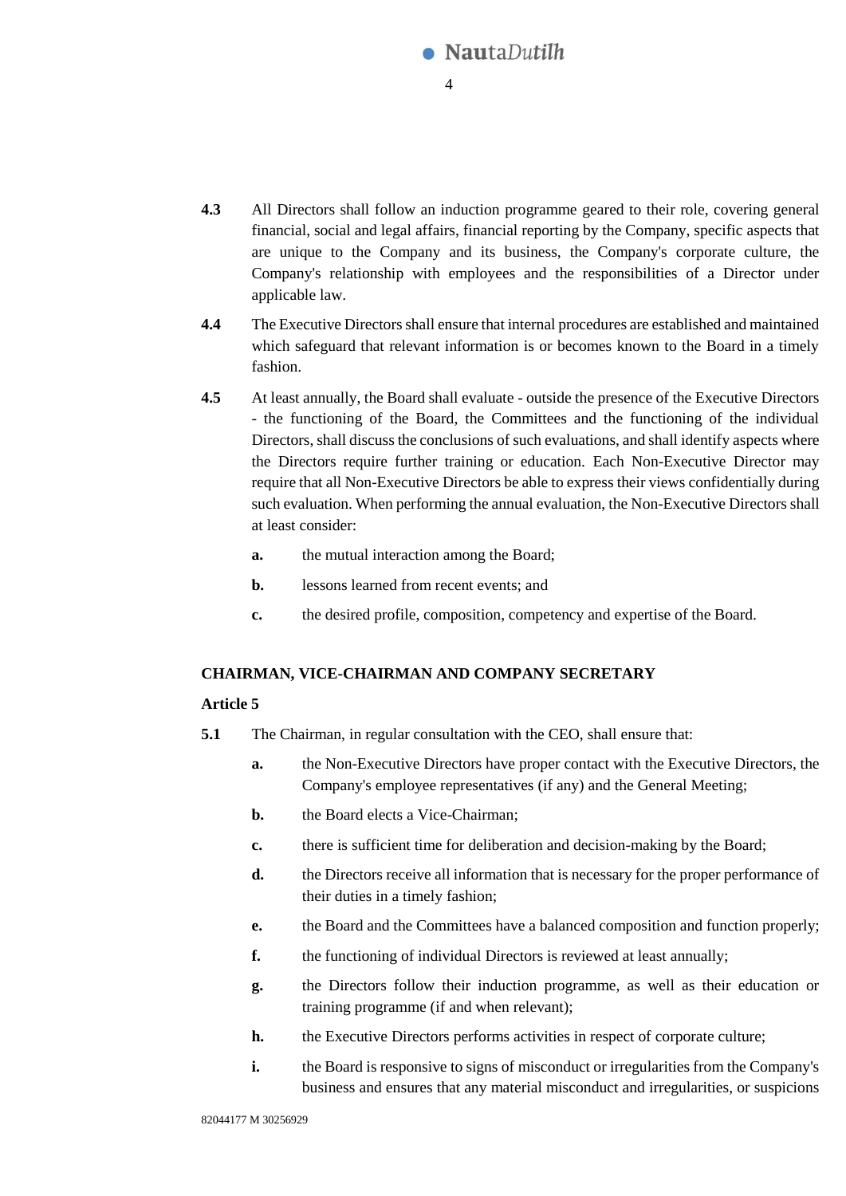**4.3** All Directors shall follow an induction programme geared to their role, covering general financial, social and legal affairs, financial reporting by the Company, specific aspects that are unique to the Company and its business, the Company's corporate culture, the Company's relationship with employees and the responsibilities of a Director under applicable law.

**4.4** The Executive Directors shall ensure that internal procedures are established and maintained which safeguard that relevant information is or becomes known to the Board in a timely fashion.

**4.5** At least annually, the Board shall evaluate - outside the presence of the Executive Directors - the functioning of the Board, the Committees and the functioning of the individual Directors, shall discuss the conclusions of such evaluations, and shall identify aspects where the Directors require further training or education. Each Non-Executive Director may require that all Non-Executive Directors be able to express their views confidentially during such evaluation. When performing the annual evaluation, the Non-Executive Directors shall at least consider:

**a.** the mutual interaction among the Board;

**b.** lessons learned from recent events; and

**c.** the desired profile, composition, competency and expertise of the Board.

## CHAIRMAN, VICE-CHAIRMAN AND COMPANY SECRETARY

### Article 5

**5.1** The Chairman, in regular consultation with the CEO, shall ensure that:

**a.** the Non-Executive Directors have proper contact with the Executive Directors, the Company's employee representatives (if any) and the General Meeting;

**b.** the Board elects a Vice-Chairman;

**c.** there is sufficient time for deliberation and decision-making by the Board;

**d.** the Directors receive all information that is necessary for the proper performance of their duties in a timely fashion;

**e.** the Board and the Committees have a balanced composition and function properly;

**f.** the functioning of individual Directors is reviewed at least annually;

**g.** the Directors follow their induction programme, as well as their education or training programme (if and when relevant);

**h.** the Executive Directors performs activities in respect of corporate culture;

**i.** the Board is responsive to signs of misconduct or irregularities from the Company's business and ensures that any material misconduct and irregularities, or suspicions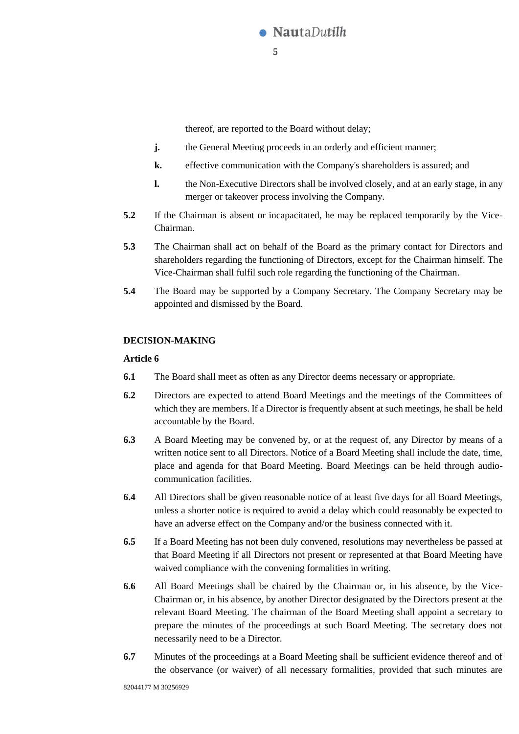thereof, are reported to the Board without delay;

**j.** the General Meeting proceeds in an orderly and efficient manner;

**k.** effective communication with the Company's shareholders is assured; and

**l.** the Non-Executive Directors shall be involved closely, and at an early stage, in any merger or takeover process involving the Company.

**5.2** If the Chairman is absent or incapacitated, he may be replaced temporarily by the Vice-Chairman.

**5.3** The Chairman shall act on behalf of the Board as the primary contact for Directors and shareholders regarding the functioning of Directors, except for the Chairman himself. The Vice-Chairman shall fulfil such role regarding the functioning of the Chairman.

**5.4** The Board may be supported by a Company Secretary. The Company Secretary may be appointed and dismissed by the Board.

## DECISION-MAKING

### Article 6

**6.1** The Board shall meet as often as any Director deems necessary or appropriate.

**6.2** Directors are expected to attend Board Meetings and the meetings of the Committees of which they are members. If a Director is frequently absent at such meetings, he shall be held accountable by the Board.

**6.3** A Board Meeting may be convened by, or at the request of, any Director by means of a written notice sent to all Directors. Notice of a Board Meeting shall include the date, time, place and agenda for that Board Meeting. Board Meetings can be held through audio-communication facilities.

**6.4** All Directors shall be given reasonable notice of at least five days for all Board Meetings, unless a shorter notice is required to avoid a delay which could reasonably be expected to have an adverse effect on the Company and/or the business connected with it.

**6.5** If a Board Meeting has not been duly convened, resolutions may nevertheless be passed at that Board Meeting if all Directors not present or represented at that Board Meeting have waived compliance with the convening formalities in writing.

**6.6** All Board Meetings shall be chaired by the Chairman or, in his absence, by the Vice-Chairman or, in his absence, by another Director designated by the Directors present at the relevant Board Meeting. The chairman of the Board Meeting shall appoint a secretary to prepare the minutes of the proceedings at such Board Meeting. The secretary does not necessarily need to be a Director.

**6.7** Minutes of the proceedings at a Board Meeting shall be sufficient evidence thereof and of the observance (or waiver) of all necessary formalities, provided that such minutes are

82044177 M 30256929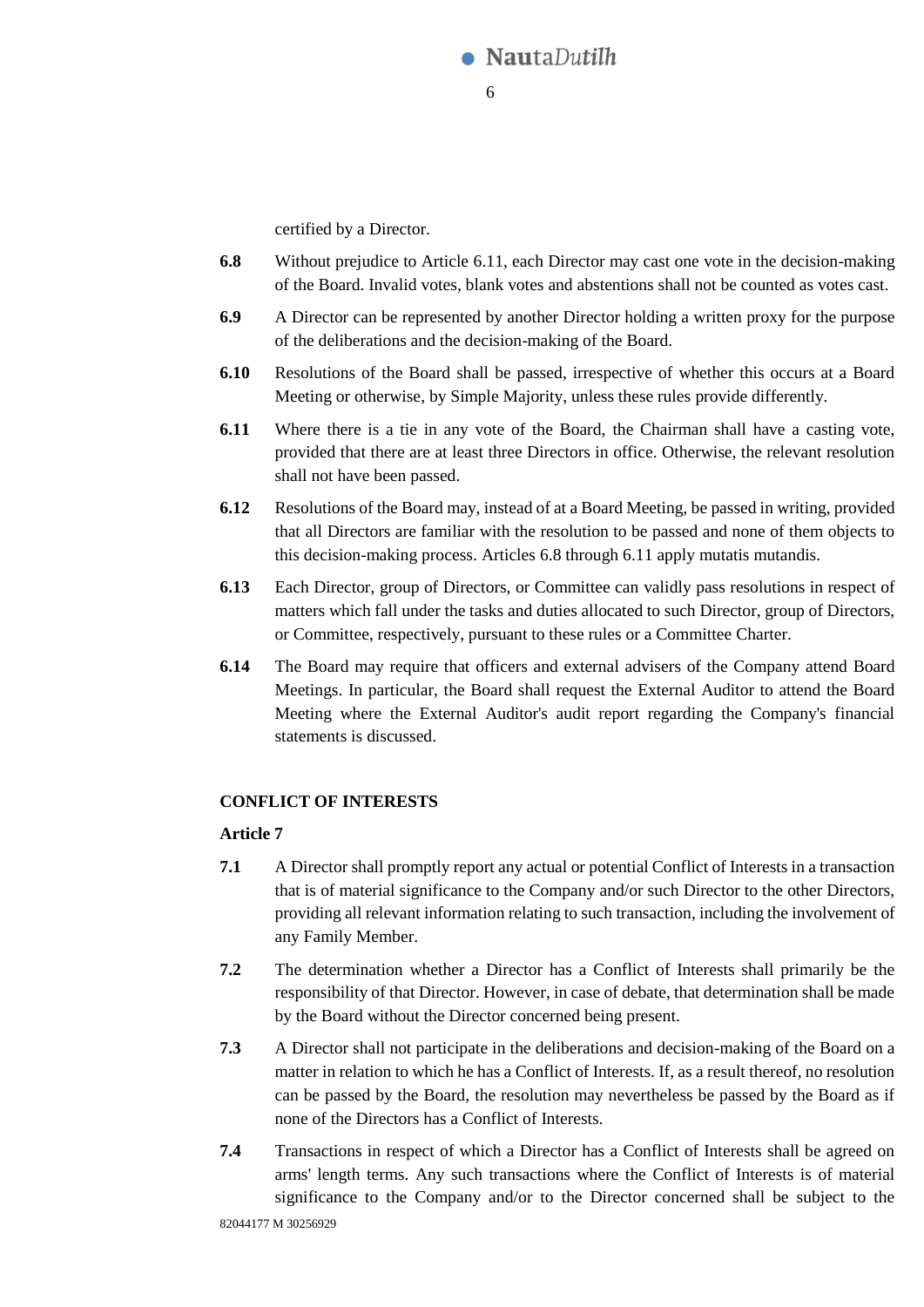certified by a Director.

**6.8** Without prejudice to Article 6.11, each Director may cast one vote in the decision-making of the Board. Invalid votes, blank votes and abstentions shall not be counted as votes cast.

**6.9** A Director can be represented by another Director holding a written proxy for the purpose of the deliberations and the decision-making of the Board.

**6.10** Resolutions of the Board shall be passed, irrespective of whether this occurs at a Board Meeting or otherwise, by Simple Majority, unless these rules provide differently.

**6.11** Where there is a tie in any vote of the Board, the Chairman shall have a casting vote, provided that there are at least three Directors in office. Otherwise, the relevant resolution shall not have been passed.

**6.12** Resolutions of the Board may, instead of at a Board Meeting, be passed in writing, provided that all Directors are familiar with the resolution to be passed and none of them objects to this decision-making process. Articles 6.8 through 6.11 apply mutatis mutandis.

**6.13** Each Director, group of Directors, or Committee can validly pass resolutions in respect of matters which fall under the tasks and duties allocated to such Director, group of Directors, or Committee, respectively, pursuant to these rules or a Committee Charter.

**6.14** The Board may require that officers and external advisers of the Company attend Board Meetings. In particular, the Board shall request the External Auditor to attend the Board Meeting where the External Auditor's audit report regarding the Company's financial statements is discussed.

**CONFLICT OF INTERESTS**

**Article 7**

**7.1** A Director shall promptly report any actual or potential Conflict of Interests in a transaction that is of material significance to the Company and/or such Director to the other Directors, providing all relevant information relating to such transaction, including the involvement of any Family Member.

**7.2** The determination whether a Director has a Conflict of Interests shall primarily be the responsibility of that Director. However, in case of debate, that determination shall be made by the Board without the Director concerned being present.

**7.3** A Director shall not participate in the deliberations and decision-making of the Board on a matter in relation to which he has a Conflict of Interests. If, as a result thereof, no resolution can be passed by the Board, the resolution may nevertheless be passed by the Board as if none of the Directors has a Conflict of Interests.

**7.4** Transactions in respect of which a Director has a Conflict of Interests shall be agreed on arms' length terms. Any such transactions where the Conflict of Interests is of material significance to the Company and/or to the Director concerned shall be subject to the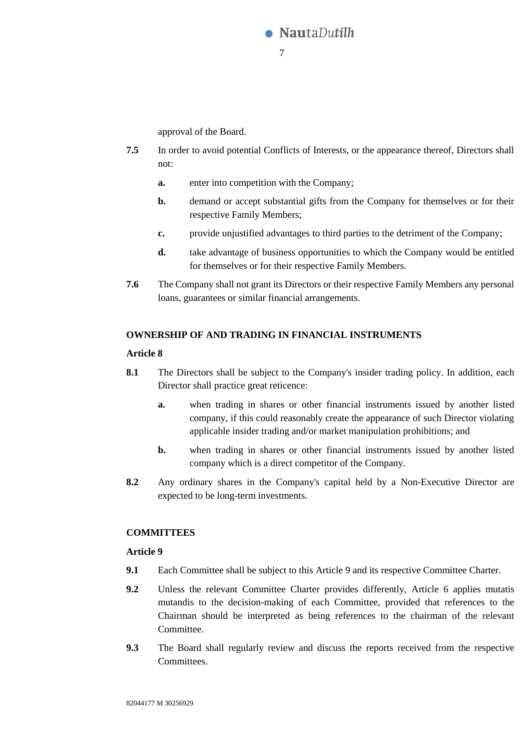approval of the Board.

**7.5** In order to avoid potential Conflicts of Interests, or the appearance thereof, Directors shall not:

- **a.** enter into competition with the Company;
- **b.** demand or accept substantial gifts from the Company for themselves or for their respective Family Members;
- **c.** provide unjustified advantages to third parties to the detriment of the Company;
- **d.** take advantage of business opportunities to which the Company would be entitled for themselves or for their respective Family Members.

**7.6** The Company shall not grant its Directors or their respective Family Members any personal loans, guarantees or similar financial arrangements.

## OWNERSHIP OF AND TRADING IN FINANCIAL INSTRUMENTS

### Article 8

**8.1** The Directors shall be subject to the Company's insider trading policy. In addition, each Director shall practice great reticence:

- **a.** when trading in shares or other financial instruments issued by another listed company, if this could reasonably create the appearance of such Director violating applicable insider trading and/or market manipulation prohibitions; and
- **b.** when trading in shares or other financial instruments issued by another listed company which is a direct competitor of the Company.

**8.2** Any ordinary shares in the Company's capital held by a Non-Executive Director are expected to be long-term investments.

## COMMITTEES

### Article 9

**9.1** Each Committee shall be subject to this Article 9 and its respective Committee Charter.

**9.2** Unless the relevant Committee Charter provides differently, Article 6 applies mutatis mutandis to the decision-making of each Committee, provided that references to the Chairman should be interpreted as being references to the chairman of the relevant Committee.

**9.3** The Board shall regularly review and discuss the reports received from the respective Committees.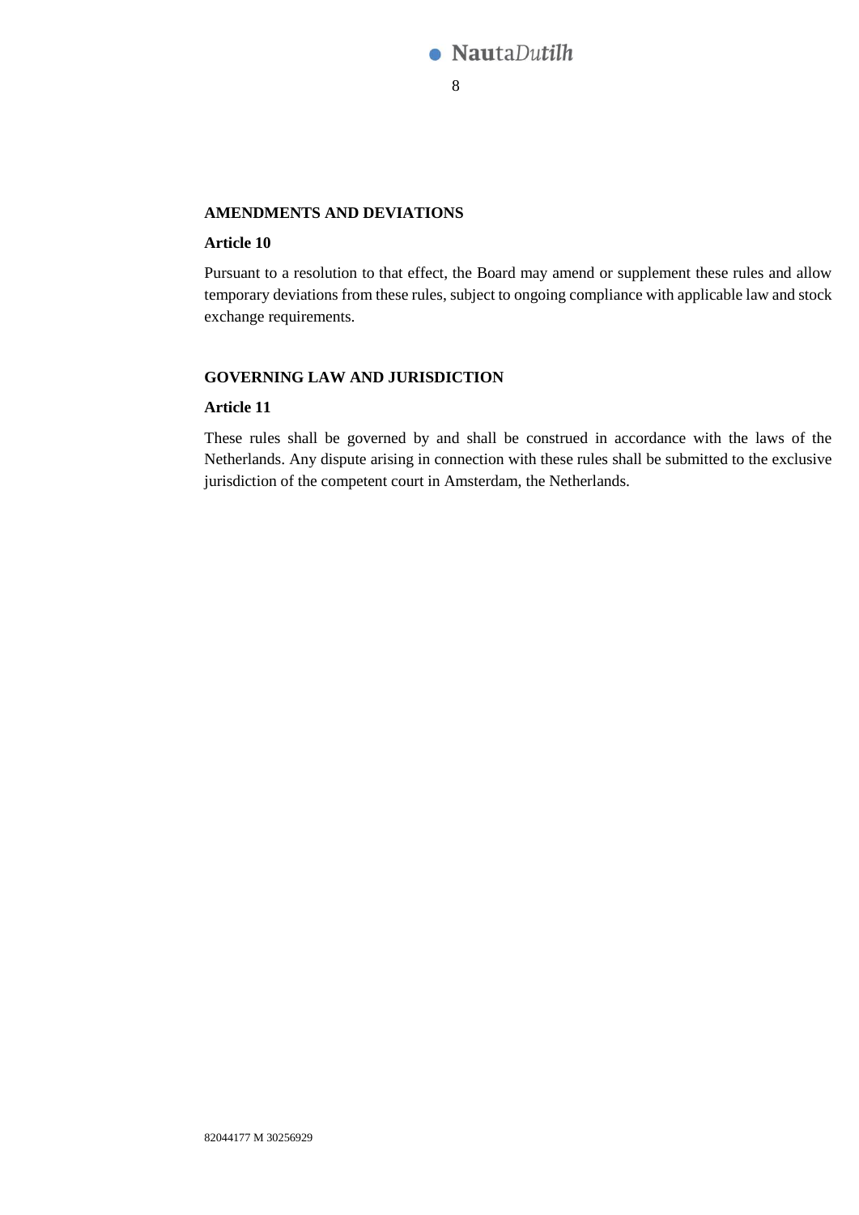**AMENDMENTS AND DEVIATIONS**

**Article 10**

Pursuant to a resolution to that effect, the Board may amend or supplement these rules and allow temporary deviations from these rules, subject to ongoing compliance with applicable law and stock exchange requirements.

**GOVERNING LAW AND JURISDICTION**

**Article 11**

These rules shall be governed by and shall be construed in accordance with the laws of the Netherlands. Any dispute arising in connection with these rules shall be submitted to the exclusive jurisdiction of the competent court in Amsterdam, the Netherlands.